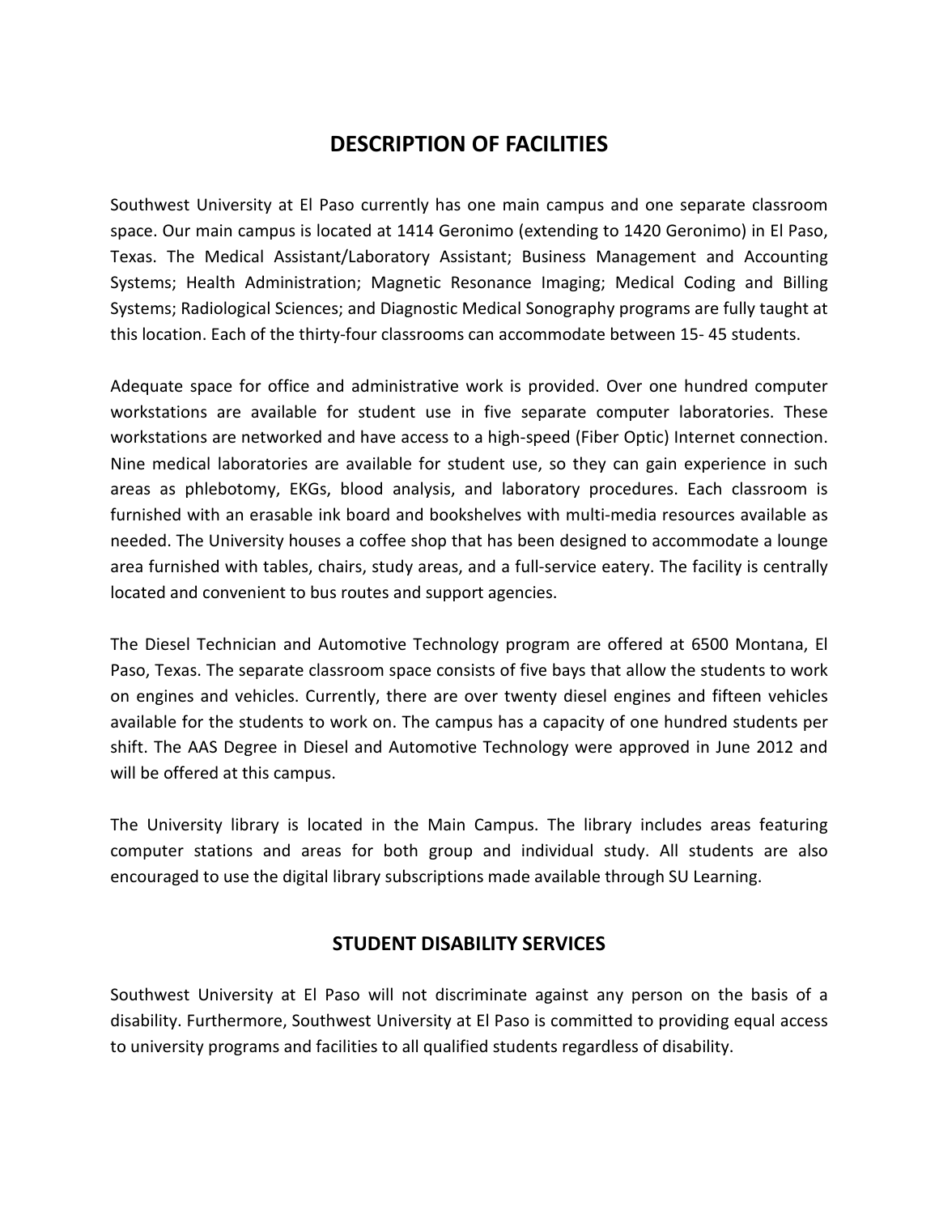# DESCRIPTION OF FACILITIES

Southwest University at El Paso currently has one main campus and one separate classroom space. Our main campus is located at 1414 Geronimo (extending to 1420 Geronimo) in El Paso, Texas. The Medical Assistant/Laboratory Assistant; Business Management and Accounting Systems; Health Administration; Magnetic Resonance Imaging; Medical Coding and Billing Systems; Radiological Sciences; and Diagnostic Medical Sonography programs are fully taught at this location. Each of the thirty-four classrooms can accommodate between 15- 45 students.

Adequate space for office and administrative work is provided. Over one hundred computer workstations are available for student use in five separate computer laboratories. These workstations are networked and have access to a high-speed (Fiber Optic) Internet connection. Nine medical laboratories are available for student use, so they can gain experience in such areas as phlebotomy, EKGs, blood analysis, and laboratory procedures. Each classroom is furnished with an erasable ink board and bookshelves with multi-media resources available as needed. The University houses a coffee shop that has been designed to accommodate a lounge area furnished with tables, chairs, study areas, and a full-service eatery. The facility is centrally located and convenient to bus routes and support agencies.

The Diesel Technician and Automotive Technology program are offered at 6500 Montana, El Paso, Texas. The separate classroom space consists of five bays that allow the students to work on engines and vehicles. Currently, there are over twenty diesel engines and fifteen vehicles available for the students to work on. The campus has a capacity of one hundred students per shift. The AAS Degree in Diesel and Automotive Technology were approved in June 2012 and will be offered at this campus.

The University library is located in the Main Campus. The library includes areas featuring computer stations and areas for both group and individual study. All students are also encouraged to use the digital library subscriptions made available through SU Learning.

## STUDENT DISABILITY SERVICES

Southwest University at El Paso will not discriminate against any person on the basis of a disability. Furthermore, Southwest University at El Paso is committed to providing equal access to university programs and facilities to all qualified students regardless of disability.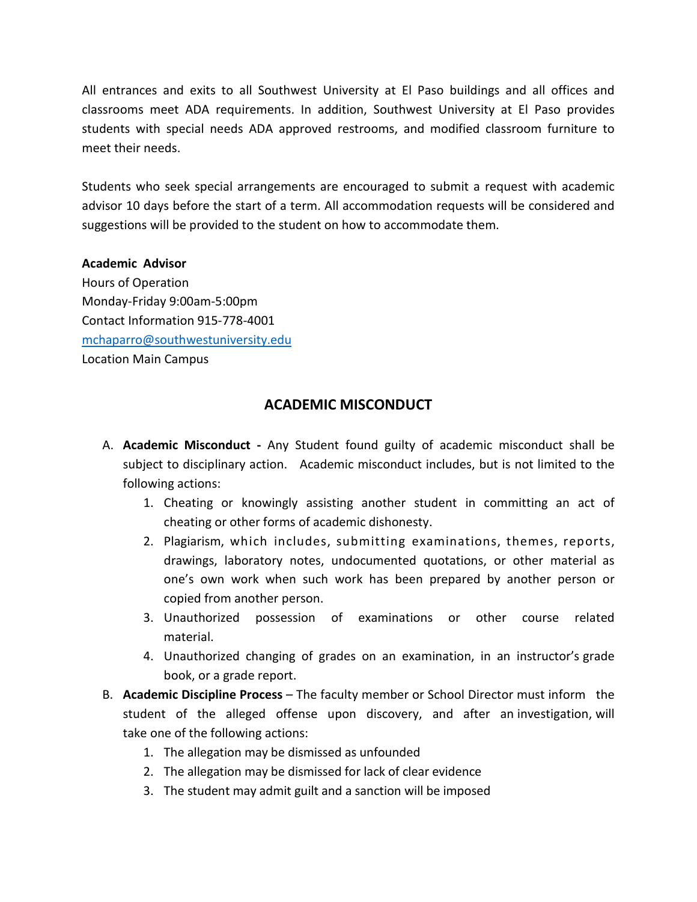All entrances and exits to all Southwest University at El Paso buildings and all offices and classrooms meet ADA requirements. In addition, Southwest University at El Paso provides students with special needs ADA approved restrooms, and modified classroom furniture to meet their needs.

Students who seek special arrangements are encouraged to submit a request with academic advisor 10 days before the start of a term. All accommodation requests will be considered and suggestions will be provided to the student on how to accommodate them.

**Academic Advisor**
Hours of Operation
Monday-Friday 9:00am-5:00pm
Contact Information 915-778-4001
mchaparro@southwestuniversity.edu
Location Main Campus

## ACADEMIC MISCONDUCT

A. **Academic Misconduct -** Any Student found guilty of academic misconduct shall be subject to disciplinary action. Academic misconduct includes, but is not limited to the following actions:
   1. Cheating or knowingly assisting another student in committing an act of cheating or other forms of academic dishonesty.
   2. Plagiarism, which includes, submitting examinations, themes, reports, drawings, laboratory notes, undocumented quotations, or other material as one's own work when such work has been prepared by another person or copied from another person.
   3. Unauthorized possession of examinations or other course related material.
   4. Unauthorized changing of grades on an examination, in an instructor's grade book, or a grade report.

B. **Academic Discipline Process** – The faculty member or School Director must inform the student of the alleged offense upon discovery, and after an investigation, will take one of the following actions:
   1. The allegation may be dismissed as unfounded
   2. The allegation may be dismissed for lack of clear evidence
   3. The student may admit guilt and a sanction will be imposed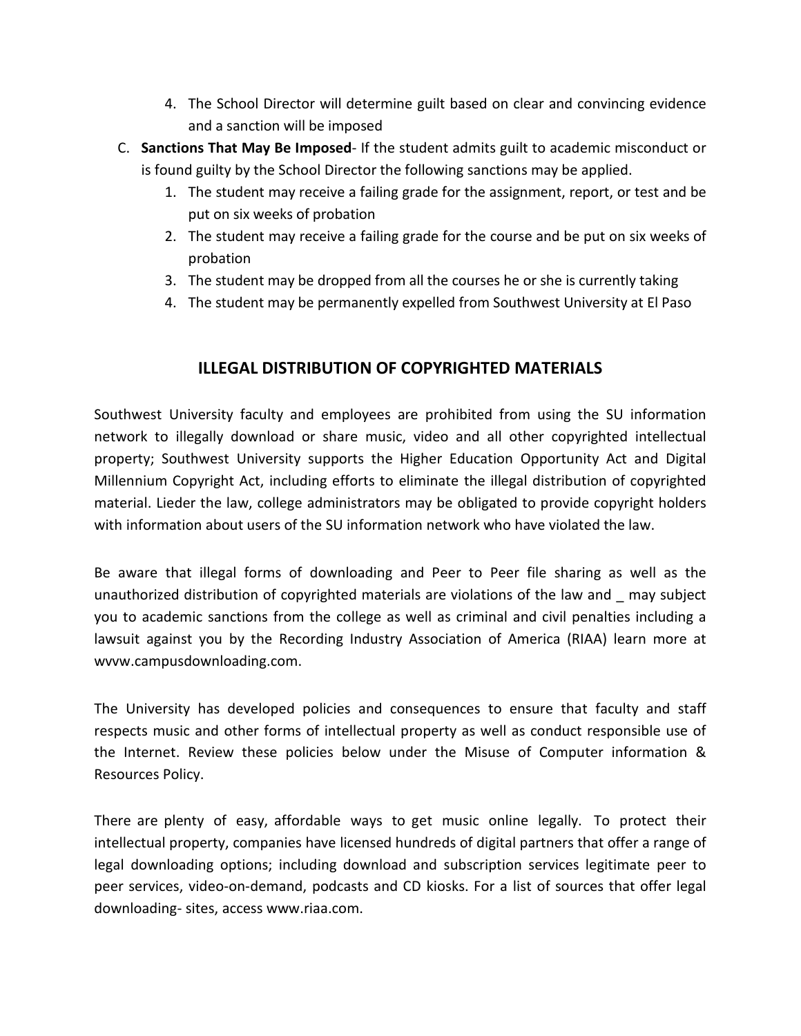4. The School Director will determine guilt based on clear and convincing evidence and a sanction will be imposed

C. **Sanctions That May Be Imposed**- If the student admits guilt to academic misconduct or is found guilty by the School Director the following sanctions may be applied.
   1. The student may receive a failing grade for the assignment, report, or test and be put on six weeks of probation
   2. The student may receive a failing grade for the course and be put on six weeks of probation
   3. The student may be dropped from all the courses he or she is currently taking
   4. The student may be permanently expelled from Southwest University at El Paso

## ILLEGAL DISTRIBUTION OF COPYRIGHTED MATERIALS

Southwest University faculty and employees are prohibited from using the SU information network to illegally download or share music, video and all other copyrighted intellectual property; Southwest University supports the Higher Education Opportunity Act and Digital Millennium Copyright Act, including efforts to eliminate the illegal distribution of copyrighted material. Lieder the law, college administrators may be obligated to provide copyright holders with information about users of the SU information network who have violated the law.

Be aware that illegal forms of downloading and Peer to Peer file sharing as well as the unauthorized distribution of copyrighted materials are violations of the law and _ may subject you to academic sanctions from the college as well as criminal and civil penalties including a lawsuit against you by the Recording Industry Association of America (RIAA) learn more at wvvw.campusdownloading.com.

The University has developed policies and consequences to ensure that faculty and staff respects music and other forms of intellectual property as well as conduct responsible use of the Internet. Review these policies below under the Misuse of Computer information & Resources Policy.

There are plenty of easy, affordable ways to get music online legally. To protect their intellectual property, companies have licensed hundreds of digital partners that offer a range of legal downloading options; including download and subscription services legitimate peer to peer services, video-on-demand, podcasts and CD kiosks. For a list of sources that offer legal downloading- sites, access www.riaa.com.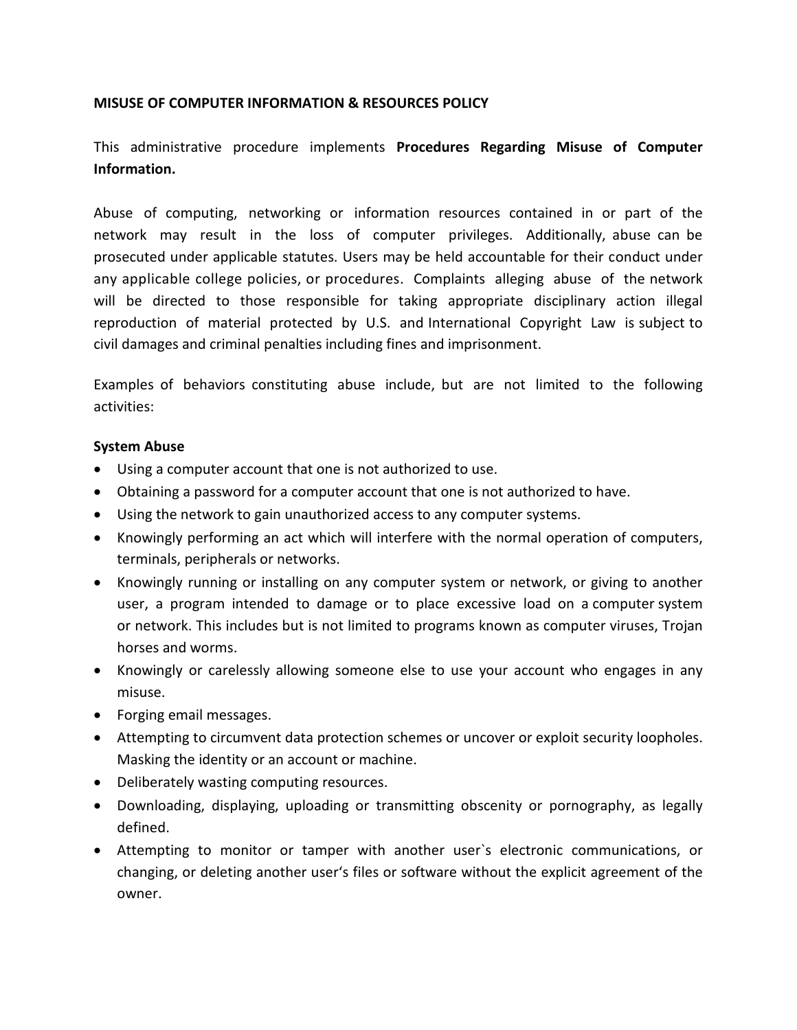**MISUSE OF COMPUTER INFORMATION & RESOURCES POLICY**

This administrative procedure implements **Procedures Regarding Misuse of Computer Information.**

Abuse of computing, networking or information resources contained in or part of the network may result in the loss of computer privileges. Additionally, abuse can be prosecuted under applicable statutes. Users may be held accountable for their conduct under any applicable college policies, or procedures. Complaints alleging abuse of the network will be directed to those responsible for taking appropriate disciplinary action illegal reproduction of material protected by U.S. and International Copyright Law is subject to civil damages and criminal penalties including fines and imprisonment.

Examples of behaviors constituting abuse include, but are not limited to the following activities:

**System Abuse**

- Using a computer account that one is not authorized to use.
- Obtaining a password for a computer account that one is not authorized to have.
- Using the network to gain unauthorized access to any computer systems.
- Knowingly performing an act which will interfere with the normal operation of computers, terminals, peripherals or networks.
- Knowingly running or installing on any computer system or network, or giving to another user, a program intended to damage or to place excessive load on a computer system or network. This includes but is not limited to programs known as computer viruses, Trojan horses and worms.
- Knowingly or carelessly allowing someone else to use your account who engages in any misuse.
- Forging email messages.
- Attempting to circumvent data protection schemes or uncover or exploit security loopholes. Masking the identity or an account or machine.
- Deliberately wasting computing resources.
- Downloading, displaying, uploading or transmitting obscenity or pornography, as legally defined.
- Attempting to monitor or tamper with another user`s electronic communications, or changing, or deleting another user's files or software without the explicit agreement of the owner.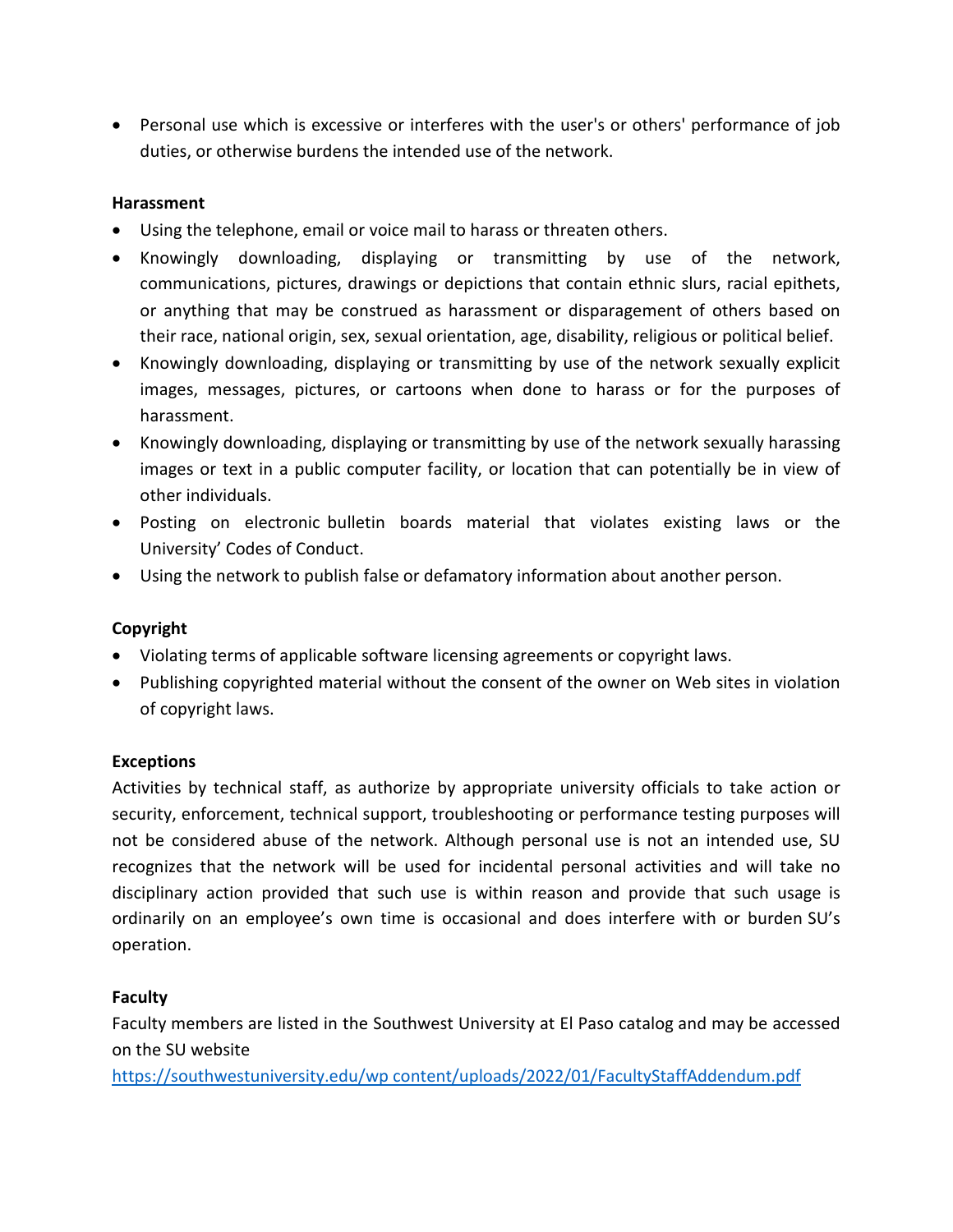- Personal use which is excessive or interferes with the user's or others' performance of job duties, or otherwise burdens the intended use of the network.

**Harassment**

- Using the telephone, email or voice mail to harass or threaten others.
- Knowingly downloading, displaying or transmitting by use of the network, communications, pictures, drawings or depictions that contain ethnic slurs, racial epithets, or anything that may be construed as harassment or disparagement of others based on their race, national origin, sex, sexual orientation, age, disability, religious or political belief.
- Knowingly downloading, displaying or transmitting by use of the network sexually explicit images, messages, pictures, or cartoons when done to harass or for the purposes of harassment.
- Knowingly downloading, displaying or transmitting by use of the network sexually harassing images or text in a public computer facility, or location that can potentially be in view of other individuals.
- Posting on electronic bulletin boards material that violates existing laws or the University' Codes of Conduct.
- Using the network to publish false or defamatory information about another person.

**Copyright**

- Violating terms of applicable software licensing agreements or copyright laws.
- Publishing copyrighted material without the consent of the owner on Web sites in violation of copyright laws.

**Exceptions**

Activities by technical staff, as authorize by appropriate university officials to take action or security, enforcement, technical support, troubleshooting or performance testing purposes will not be considered abuse of the network. Although personal use is not an intended use, SU recognizes that the network will be used for incidental personal activities and will take no disciplinary action provided that such use is within reason and provide that such usage is ordinarily on an employee's own time is occasional and does interfere with or burden SU's operation.

**Faculty**

Faculty members are listed in the Southwest University at El Paso catalog and may be accessed on the SU website
https://southwestuniversity.edu/wp content/uploads/2022/01/FacultyStaffAddendum.pdf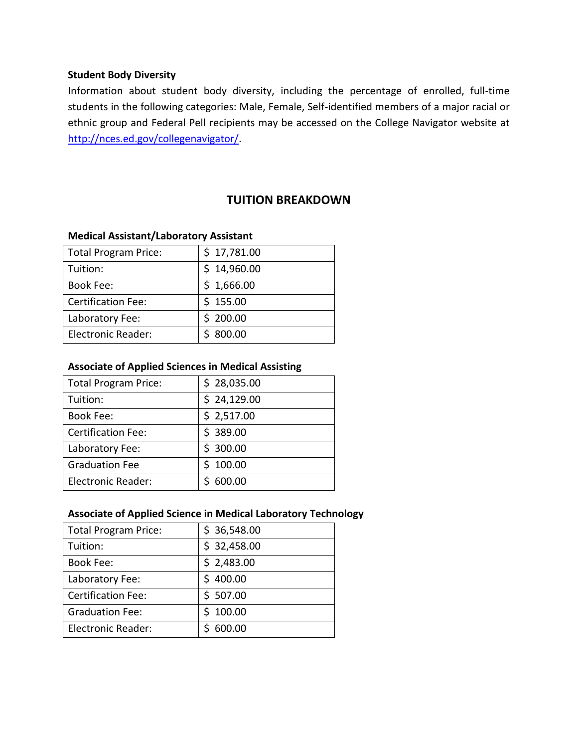**Student Body Diversity**

Information about student body diversity, including the percentage of enrolled, full-time students in the following categories: Male, Female, Self-identified members of a major racial or ethnic group and Federal Pell recipients may be accessed on the College Navigator website at http://nces.ed.gov/collegenavigator/.

## TUITION BREAKDOWN

**Medical Assistant/Laboratory Assistant**

| Total Program Price: | $ 17,781.00 |
|---|---|
| Tuition: | $ 14,960.00 |
| Book Fee: | $ 1,666.00 |
| Certification Fee: | $ 155.00 |
| Laboratory Fee: | $ 200.00 |
| Electronic Reader: | $ 800.00 |

**Associate of Applied Sciences in Medical Assisting**

| Total Program Price: | $ 28,035.00 |
|---|---|
| Tuition: | $ 24,129.00 |
| Book Fee: | $ 2,517.00 |
| Certification Fee: | $ 389.00 |
| Laboratory Fee: | $ 300.00 |
| Graduation Fee | $ 100.00 |
| Electronic Reader: | $ 600.00 |

**Associate of Applied Science in Medical Laboratory Technology**

| Total Program Price: | $ 36,548.00 |
|---|---|
| Tuition: | $ 32,458.00 |
| Book Fee: | $ 2,483.00 |
| Laboratory Fee: | $ 400.00 |
| Certification Fee: | $ 507.00 |
| Graduation Fee: | $ 100.00 |
| Electronic Reader: | $ 600.00 |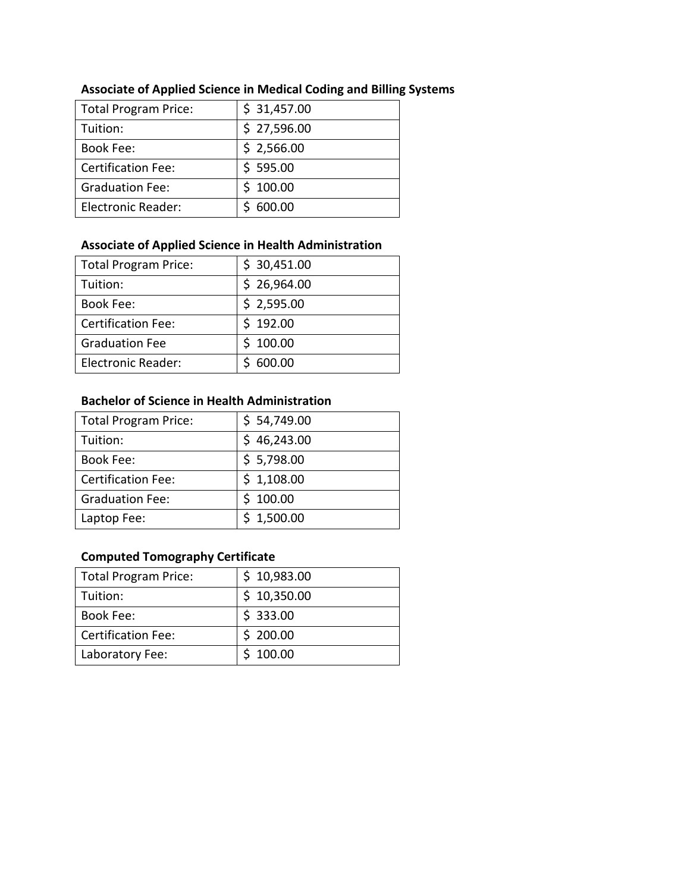**Associate of Applied Science in Medical Coding and Billing Systems**

| Total Program Price: | $ 31,457.00 |
|---|---|
| Tuition: | $ 27,596.00 |
| Book Fee: | $ 2,566.00 |
| Certification Fee: | $ 595.00 |
| Graduation Fee: | $ 100.00 |
| Electronic Reader: | $ 600.00 |

**Associate of Applied Science in Health Administration**

| Total Program Price: | $ 30,451.00 |
|---|---|
| Tuition: | $ 26,964.00 |
| Book Fee: | $ 2,595.00 |
| Certification Fee: | $ 192.00 |
| Graduation Fee | $ 100.00 |
| Electronic Reader: | $ 600.00 |

**Bachelor of Science in Health Administration**

| Total Program Price: | $ 54,749.00 |
|---|---|
| Tuition: | $ 46,243.00 |
| Book Fee: | $ 5,798.00 |
| Certification Fee: | $ 1,108.00 |
| Graduation Fee: | $ 100.00 |
| Laptop Fee: | $ 1,500.00 |

**Computed Tomography Certificate**

| Total Program Price: | $ 10,983.00 |
|---|---|
| Tuition: | $ 10,350.00 |
| Book Fee: | $ 333.00 |
| Certification Fee: | $ 200.00 |
| Laboratory Fee: | $ 100.00 |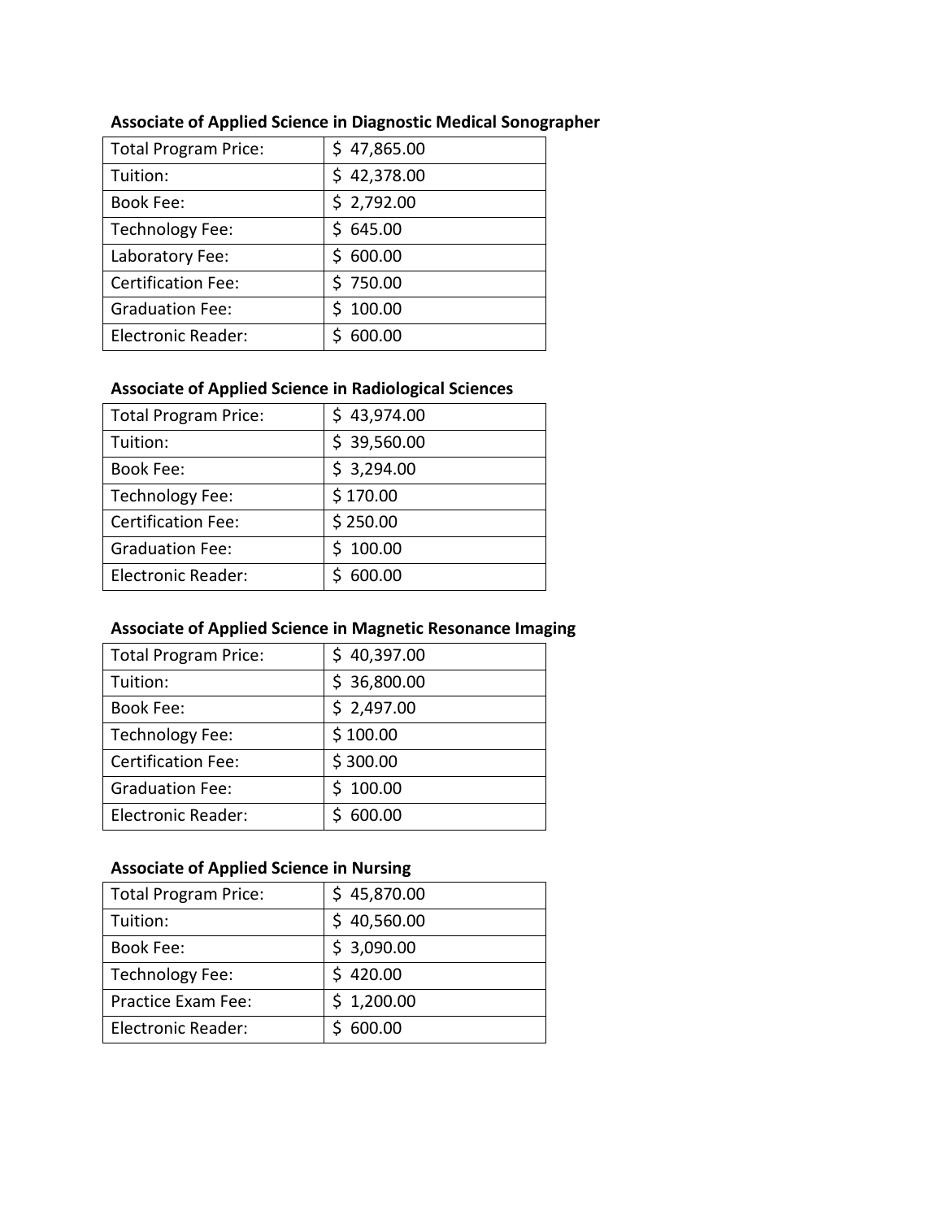**Associate of Applied Science in Diagnostic Medical Sonographer**

| | |
|---|---|
| Total Program Price: | $ 47,865.00 |
| Tuition: | $ 42,378.00 |
| Book Fee: | $ 2,792.00 |
| Technology Fee: | $ 645.00 |
| Laboratory Fee: | $ 600.00 |
| Certification Fee: | $ 750.00 |
| Graduation Fee: | $ 100.00 |
| Electronic Reader: | $ 600.00 |

**Associate of Applied Science in Radiological Sciences**

| | |
|---|---|
| Total Program Price: | $ 43,974.00 |
| Tuition: | $ 39,560.00 |
| Book Fee: | $ 3,294.00 |
| Technology Fee: | $ 170.00 |
| Certification Fee: | $ 250.00 |
| Graduation Fee: | $ 100.00 |
| Electronic Reader: | $ 600.00 |

**Associate of Applied Science in Magnetic Resonance Imaging**

| | |
|---|---|
| Total Program Price: | $ 40,397.00 |
| Tuition: | $ 36,800.00 |
| Book Fee: | $ 2,497.00 |
| Technology Fee: | $ 100.00 |
| Certification Fee: | $ 300.00 |
| Graduation Fee: | $ 100.00 |
| Electronic Reader: | $ 600.00 |

**Associate of Applied Science in Nursing**

| | |
|---|---|
| Total Program Price: | $ 45,870.00 |
| Tuition: | $ 40,560.00 |
| Book Fee: | $ 3,090.00 |
| Technology Fee: | $ 420.00 |
| Practice Exam Fee: | $ 1,200.00 |
| Electronic Reader: | $ 600.00 |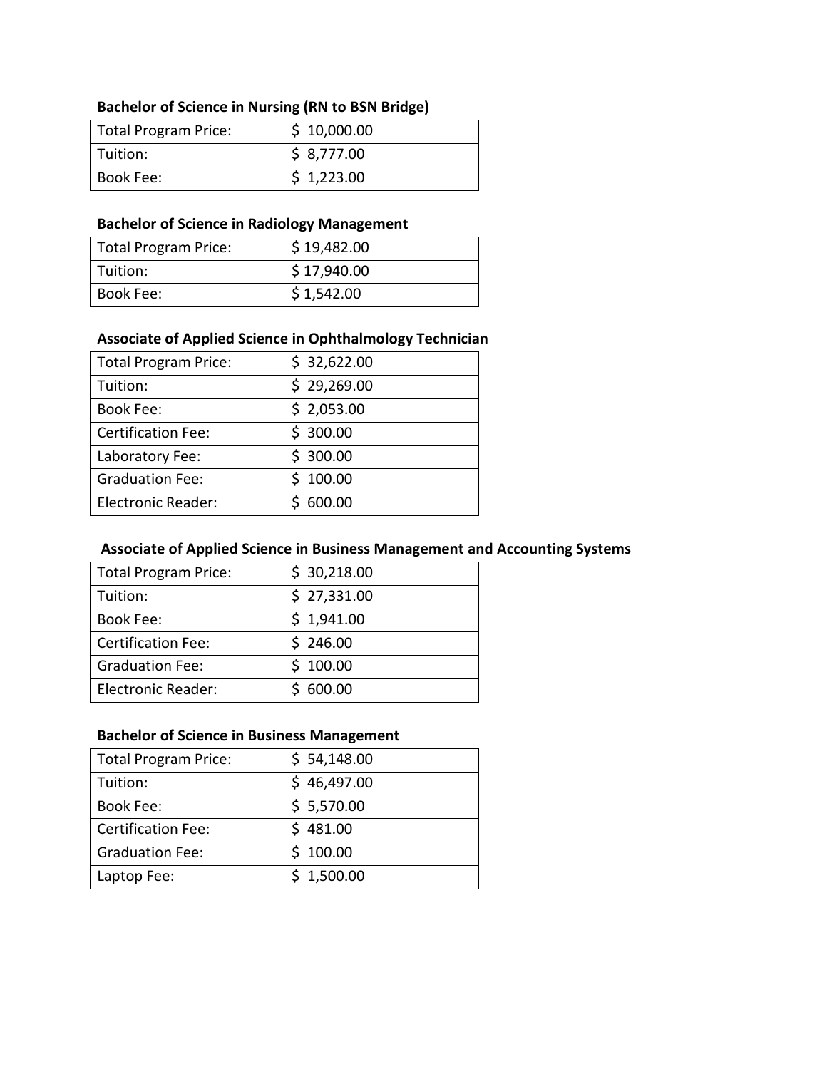**Bachelor of Science in Nursing (RN to BSN Bridge)**

| Total Program Price: | $ 10,000.00 |
|---|---|
| Tuition: | $ 8,777.00 |
| Book Fee: | $ 1,223.00 |

**Bachelor of Science in Radiology Management**

| Total Program Price: | $ 19,482.00 |
|---|---|
| Tuition: | $ 17,940.00 |
| Book Fee: | $ 1,542.00 |

**Associate of Applied Science in Ophthalmology Technician**

| Total Program Price: | $ 32,622.00 |
|---|---|
| Tuition: | $ 29,269.00 |
| Book Fee: | $ 2,053.00 |
| Certification Fee: | $ 300.00 |
| Laboratory Fee: | $ 300.00 |
| Graduation Fee: | $ 100.00 |
| Electronic Reader: | $ 600.00 |

**Associate of Applied Science in Business Management and Accounting Systems**

| Total Program Price: | $ 30,218.00 |
|---|---|
| Tuition: | $ 27,331.00 |
| Book Fee: | $ 1,941.00 |
| Certification Fee: | $ 246.00 |
| Graduation Fee: | $ 100.00 |
| Electronic Reader: | $ 600.00 |

**Bachelor of Science in Business Management**

| Total Program Price: | $ 54,148.00 |
|---|---|
| Tuition: | $ 46,497.00 |
| Book Fee: | $ 5,570.00 |
| Certification Fee: | $ 481.00 |
| Graduation Fee: | $ 100.00 |
| Laptop Fee: | $ 1,500.00 |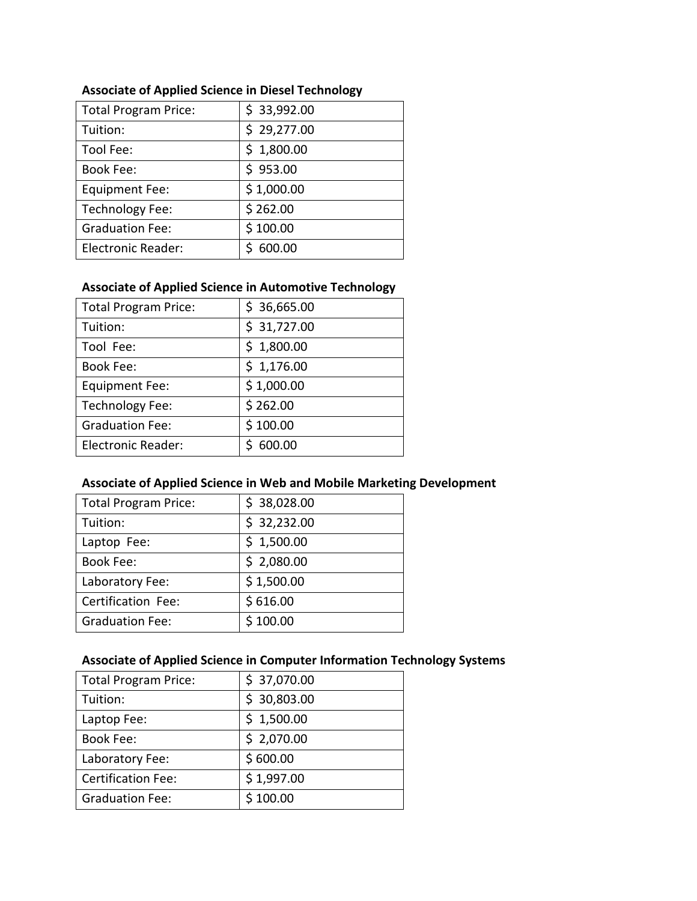**Associate of Applied Science in Diesel Technology**

| Total Program Price: | $ 33,992.00 |
|---|---|
| Tuition: | $ 29,277.00 |
| Tool Fee: | $ 1,800.00 |
| Book Fee: | $ 953.00 |
| Equipment Fee: | $ 1,000.00 |
| Technology Fee: | $ 262.00 |
| Graduation Fee: | $ 100.00 |
| Electronic Reader: | $ 600.00 |

**Associate of Applied Science in Automotive Technology**

| Total Program Price: | $ 36,665.00 |
|---|---|
| Tuition: | $ 31,727.00 |
| Tool Fee: | $ 1,800.00 |
| Book Fee: | $ 1,176.00 |
| Equipment Fee: | $ 1,000.00 |
| Technology Fee: | $ 262.00 |
| Graduation Fee: | $ 100.00 |
| Electronic Reader: | $ 600.00 |

**Associate of Applied Science in Web and Mobile Marketing Development**

| Total Program Price: | $ 38,028.00 |
|---|---|
| Tuition: | $ 32,232.00 |
| Laptop Fee: | $ 1,500.00 |
| Book Fee: | $ 2,080.00 |
| Laboratory Fee: | $ 1,500.00 |
| Certification Fee: | $ 616.00 |
| Graduation Fee: | $ 100.00 |

**Associate of Applied Science in Computer Information Technology Systems**

| Total Program Price: | $ 37,070.00 |
|---|---|
| Tuition: | $ 30,803.00 |
| Laptop Fee: | $ 1,500.00 |
| Book Fee: | $ 2,070.00 |
| Laboratory Fee: | $ 600.00 |
| Certification Fee: | $ 1,997.00 |
| Graduation Fee: | $ 100.00 |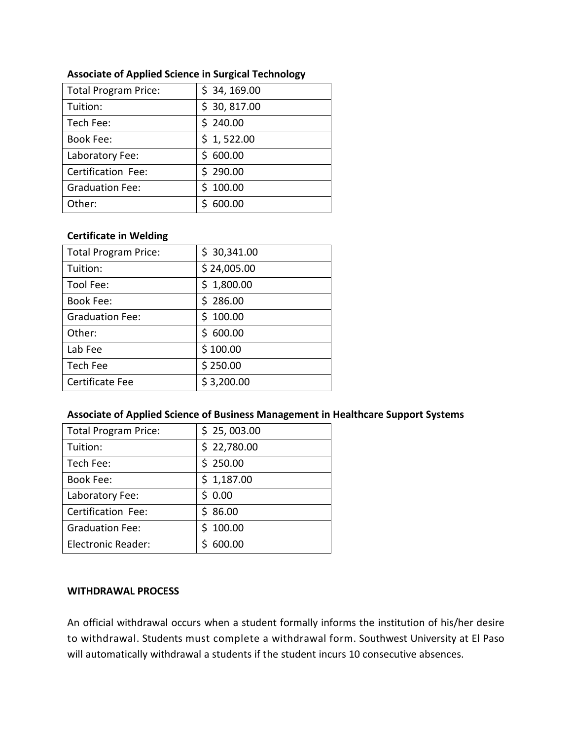**Associate of Applied Science in Surgical Technology**

| Total Program Price: | $ 34, 169.00 |
|---|---|
| Tuition: | $ 30, 817.00 |
| Tech Fee: | $ 240.00 |
| Book Fee: | $ 1, 522.00 |
| Laboratory Fee: | $ 600.00 |
| Certification Fee: | $ 290.00 |
| Graduation Fee: | $ 100.00 |
| Other: | $ 600.00 |

**Certificate in Welding**

| Total Program Price: | $ 30,341.00 |
|---|---|
| Tuition: | $ 24,005.00 |
| Tool Fee: | $ 1,800.00 |
| Book Fee: | $ 286.00 |
| Graduation Fee: | $ 100.00 |
| Other: | $ 600.00 |
| Lab Fee | $ 100.00 |
| Tech Fee | $ 250.00 |
| Certificate Fee | $ 3,200.00 |

**Associate of Applied Science of Business Management in Healthcare Support Systems**

| Total Program Price: | $ 25, 003.00 |
|---|---|
| Tuition: | $ 22,780.00 |
| Tech Fee: | $ 250.00 |
| Book Fee: | $ 1,187.00 |
| Laboratory Fee: | $ 0.00 |
| Certification Fee: | $ 86.00 |
| Graduation Fee: | $ 100.00 |
| Electronic Reader: | $ 600.00 |

**WITHDRAWAL PROCESS**

An official withdrawal occurs when a student formally informs the institution of his/her desire to withdrawal. Students must complete a withdrawal form. Southwest University at El Paso will automatically withdrawal a students if the student incurs 10 consecutive absences.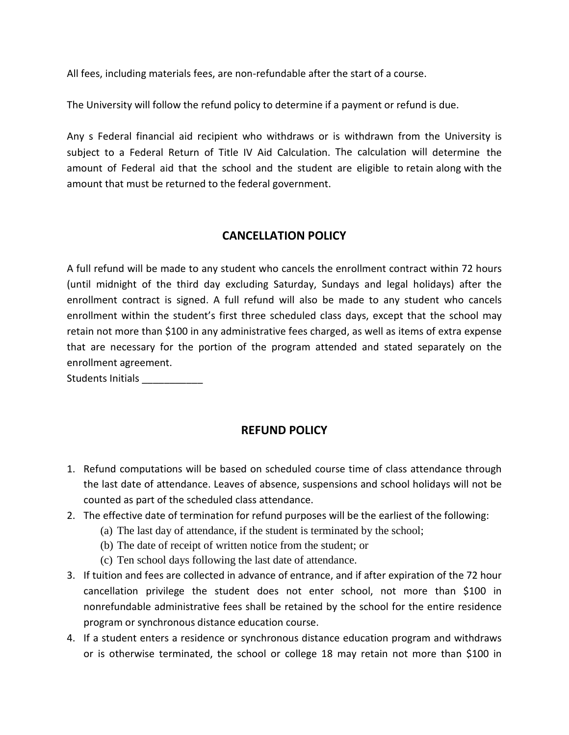All fees, including materials fees, are non-refundable after the start of a course.

The University will follow the refund policy to determine if a payment or refund is due.

Any s Federal financial aid recipient who withdraws or is withdrawn from the University is subject to a Federal Return of Title IV Aid Calculation. The calculation will determine the amount of Federal aid that the school and the student are eligible to retain along with the amount that must be returned to the federal government.

## CANCELLATION POLICY

A full refund will be made to any student who cancels the enrollment contract within 72 hours (until midnight of the third day excluding Saturday, Sundays and legal holidays) after the enrollment contract is signed. A full refund will also be made to any student who cancels enrollment within the student's first three scheduled class days, except that the school may retain not more than $100 in any administrative fees charged, as well as items of extra expense that are necessary for the portion of the program attended and stated separately on the enrollment agreement.
Students Initials ___________

## REFUND POLICY

1. Refund computations will be based on scheduled course time of class attendance through the last date of attendance. Leaves of absence, suspensions and school holidays will not be counted as part of the scheduled class attendance.
2. The effective date of termination for refund purposes will be the earliest of the following:
   (a) The last day of attendance, if the student is terminated by the school;
   (b) The date of receipt of written notice from the student; or
   (c) Ten school days following the last date of attendance.
3. If tuition and fees are collected in advance of entrance, and if after expiration of the 72 hour cancellation privilege the student does not enter school, not more than $100 in nonrefundable administrative fees shall be retained by the school for the entire residence program or synchronous distance education course.
4. If a student enters a residence or synchronous distance education program and withdraws or is otherwise terminated, the school or college 18 may retain not more than $100 in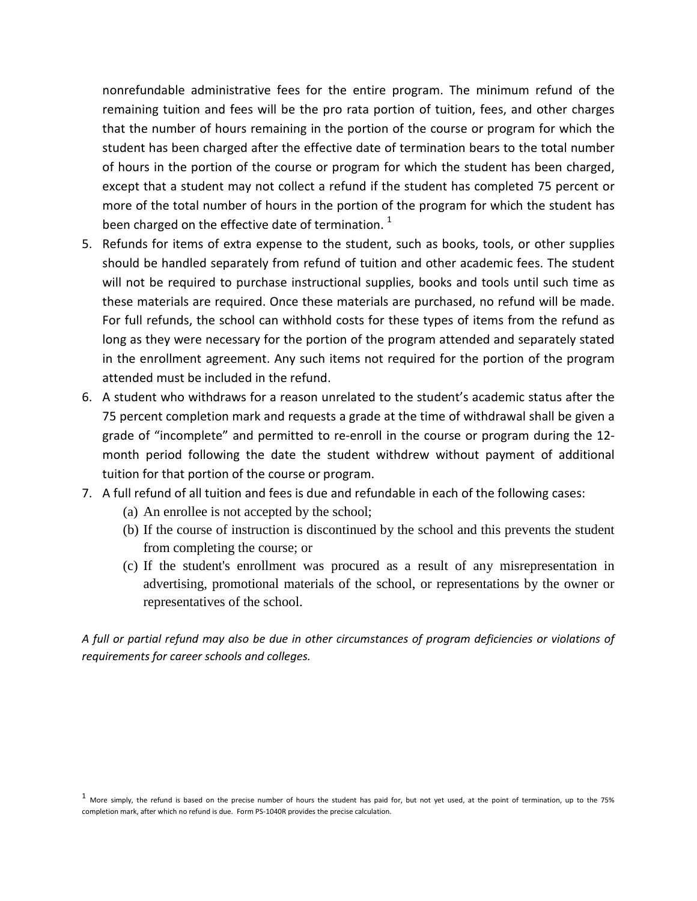nonrefundable administrative fees for the entire program. The minimum refund of the remaining tuition and fees will be the pro rata portion of tuition, fees, and other charges that the number of hours remaining in the portion of the course or program for which the student has been charged after the effective date of termination bears to the total number of hours in the portion of the course or program for which the student has been charged, except that a student may not collect a refund if the student has completed 75 percent or more of the total number of hours in the portion of the program for which the student has been charged on the effective date of termination. [1]

5. Refunds for items of extra expense to the student, such as books, tools, or other supplies should be handled separately from refund of tuition and other academic fees. The student will not be required to purchase instructional supplies, books and tools until such time as these materials are required. Once these materials are purchased, no refund will be made. For full refunds, the school can withhold costs for these types of items from the refund as long as they were necessary for the portion of the program attended and separately stated in the enrollment agreement. Any such items not required for the portion of the program attended must be included in the refund.
6. A student who withdraws for a reason unrelated to the student's academic status after the 75 percent completion mark and requests a grade at the time of withdrawal shall be given a grade of "incomplete" and permitted to re-enroll in the course or program during the 12-month period following the date the student withdrew without payment of additional tuition for that portion of the course or program.
7. A full refund of all tuition and fees is due and refundable in each of the following cases:
   (a) An enrollee is not accepted by the school;
   (b) If the course of instruction is discontinued by the school and this prevents the student from completing the course; or
   (c) If the student's enrollment was procured as a result of any misrepresentation in advertising, promotional materials of the school, or representations by the owner or representatives of the school.

*A full or partial refund may also be due in other circumstances of program deficiencies or violations of requirements for career schools and colleges.*

[1] More simply, the refund is based on the precise number of hours the student has paid for, but not yet used, at the point of termination, up to the 75% completion mark, after which no refund is due. Form PS-1040R provides the precise calculation.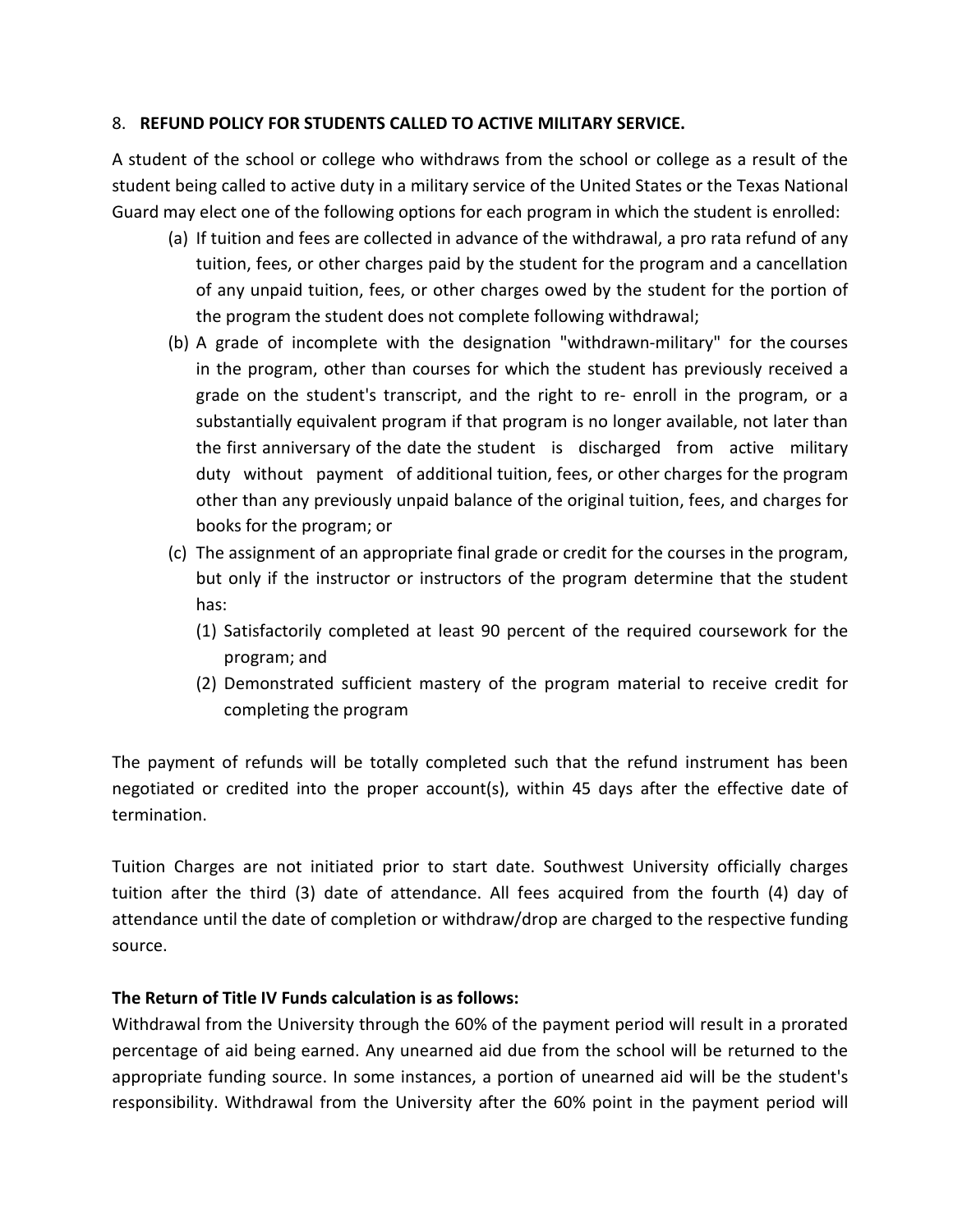8. **REFUND POLICY FOR STUDENTS CALLED TO ACTIVE MILITARY SERVICE.**

A student of the school or college who withdraws from the school or college as a result of the student being called to active duty in a military service of the United States or the Texas National Guard may elect one of the following options for each program in which the student is enrolled:

(a) If tuition and fees are collected in advance of the withdrawal, a pro rata refund of any tuition, fees, or other charges paid by the student for the program and a cancellation of any unpaid tuition, fees, or other charges owed by the student for the portion of the program the student does not complete following withdrawal;

(b) A grade of incomplete with the designation "withdrawn-military" for the courses in the program, other than courses for which the student has previously received a grade on the student's transcript, and the right to re- enroll in the program, or a substantially equivalent program if that program is no longer available, not later than the first anniversary of the date the student is discharged from active military duty without payment of additional tuition, fees, or other charges for the program other than any previously unpaid balance of the original tuition, fees, and charges for books for the program; or

(c) The assignment of an appropriate final grade or credit for the courses in the program, but only if the instructor or instructors of the program determine that the student has:

   (1) Satisfactorily completed at least 90 percent of the required coursework for the program; and

   (2) Demonstrated sufficient mastery of the program material to receive credit for completing the program

The payment of refunds will be totally completed such that the refund instrument has been negotiated or credited into the proper account(s), within 45 days after the effective date of termination.

Tuition Charges are not initiated prior to start date. Southwest University officially charges tuition after the third (3) date of attendance. All fees acquired from the fourth (4) day of attendance until the date of completion or withdraw/drop are charged to the respective funding source.

**The Return of Title IV Funds calculation is as follows:**

Withdrawal from the University through the 60% of the payment period will result in a prorated percentage of aid being earned. Any unearned aid due from the school will be returned to the appropriate funding source. In some instances, a portion of unearned aid will be the student's responsibility. Withdrawal from the University after the 60% point in the payment period will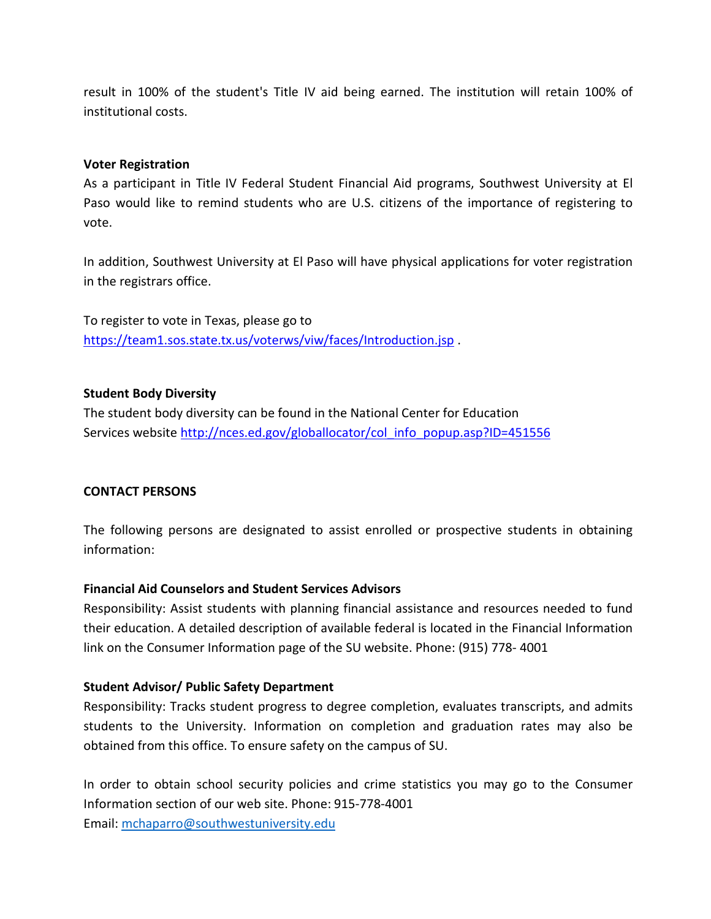result in 100% of the student's Title IV aid being earned. The institution will retain 100% of institutional costs.

**Voter Registration**

As a participant in Title IV Federal Student Financial Aid programs, Southwest University at El Paso would like to remind students who are U.S. citizens of the importance of registering to vote.

In addition, Southwest University at El Paso will have physical applications for voter registration in the registrars office.

To register to vote in Texas, please go to https://team1.sos.state.tx.us/voterws/viw/faces/Introduction.jsp .

**Student Body Diversity**

The student body diversity can be found in the National Center for Education Services website http://nces.ed.gov/globallocator/col_info_popup.asp?ID=451556

**CONTACT PERSONS**

The following persons are designated to assist enrolled or prospective students in obtaining information:

**Financial Aid Counselors and Student Services Advisors**

Responsibility: Assist students with planning financial assistance and resources needed to fund their education. A detailed description of available federal is located in the Financial Information link on the Consumer Information page of the SU website. Phone: (915) 778- 4001

**Student Advisor/ Public Safety Department**

Responsibility: Tracks student progress to degree completion, evaluates transcripts, and admits students to the University. Information on completion and graduation rates may also be obtained from this office. To ensure safety on the campus of SU.

In order to obtain school security policies and crime statistics you may go to the Consumer Information section of our web site. Phone: 915-778-4001
Email: mchaparro@southwestuniversity.edu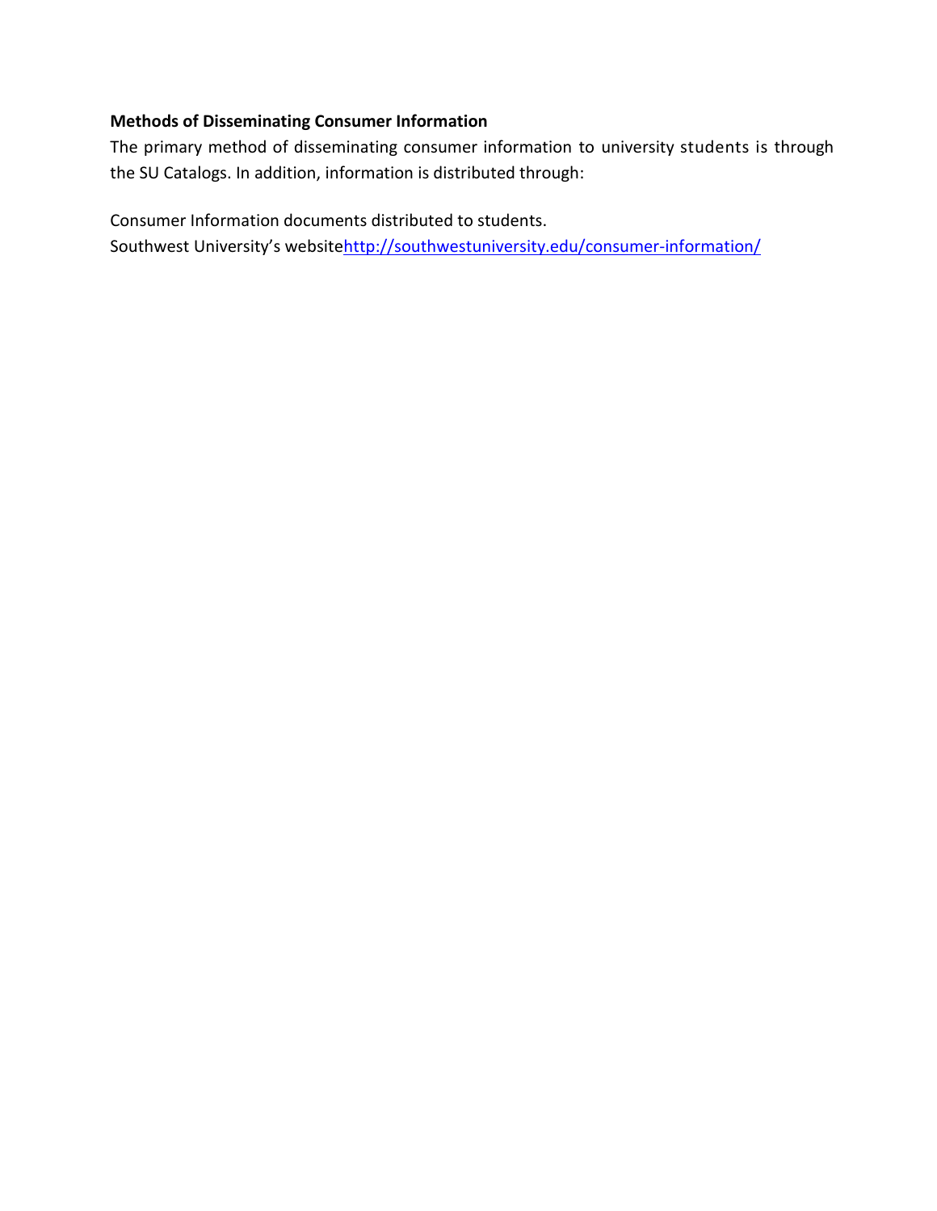**Methods of Disseminating Consumer Information**

The primary method of disseminating consumer information to university students is through the SU Catalogs. In addition, information is distributed through:

Consumer Information documents distributed to students.
Southwest University's website[http://southwestuniversity.edu/consumer-information/](http://southwestuniversity.edu/consumer-information/)